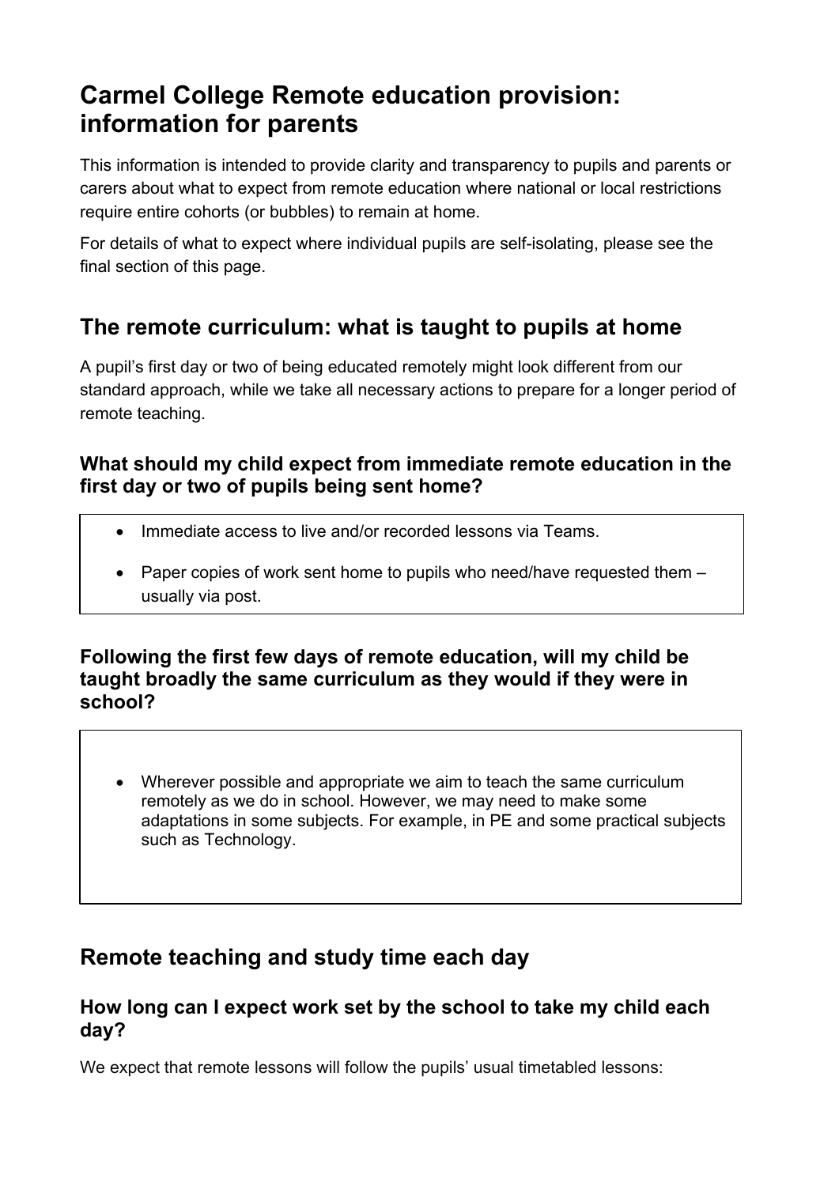# Carmel College Remote education provision: information for parents

This information is intended to provide clarity and transparency to pupils and parents or carers about what to expect from remote education where national or local restrictions require entire cohorts (or bubbles) to remain at home.

For details of what to expect where individual pupils are self-isolating, please see the final section of this page.

## The remote curriculum: what is taught to pupils at home

A pupil's first day or two of being educated remotely might look different from our standard approach, while we take all necessary actions to prepare for a longer period of remote teaching.

### What should my child expect from immediate remote education in the first day or two of pupils being sent home?

- Immediate access to live and/or recorded lessons via Teams.
- Paper copies of work sent home to pupils who need/have requested them – usually via post.

### Following the first few days of remote education, will my child be taught broadly the same curriculum as they would if they were in school?

- Wherever possible and appropriate we aim to teach the same curriculum remotely as we do in school. However, we may need to make some adaptations in some subjects. For example, in PE and some practical subjects such as Technology.

## Remote teaching and study time each day

### How long can I expect work set by the school to take my child each day?

We expect that remote lessons will follow the pupils' usual timetabled lessons: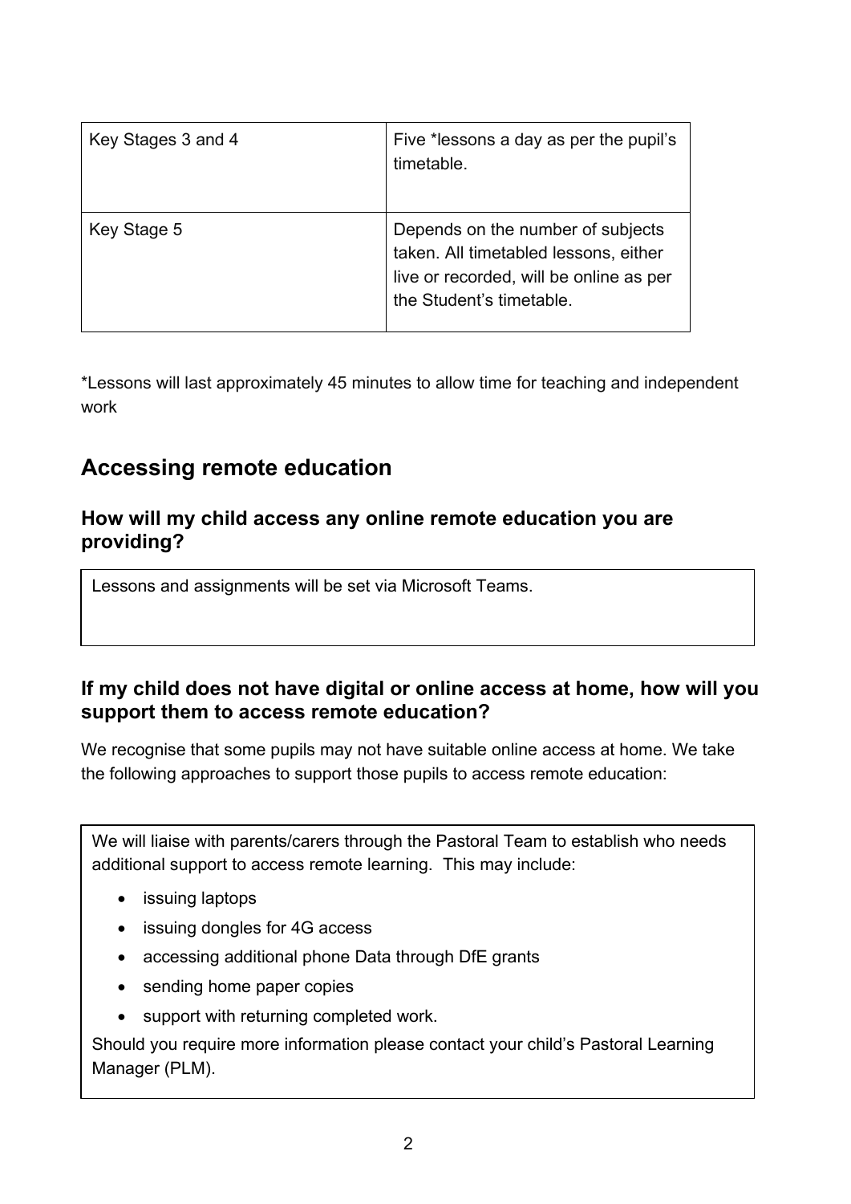| | |
|---|---|
| Key Stages 3 and 4 | Five *lessons a day as per the pupil's timetable. |
| Key Stage 5 | Depends on the number of subjects taken. All timetabled lessons, either live or recorded, will be online as per the Student's timetable. |

*Lessons will last approximately 45 minutes to allow time for teaching and independent work

## Accessing remote education

### How will my child access any online remote education you are providing?

Lessons and assignments will be set via Microsoft Teams.

### If my child does not have digital or online access at home, how will you support them to access remote education?

We recognise that some pupils may not have suitable online access at home. We take the following approaches to support those pupils to access remote education:

We will liaise with parents/carers through the Pastoral Team to establish who needs additional support to access remote learning. This may include:

- issuing laptops
- issuing dongles for 4G access
- accessing additional phone Data through DfE grants
- sending home paper copies
- support with returning completed work.

Should you require more information please contact your child's Pastoral Learning Manager (PLM).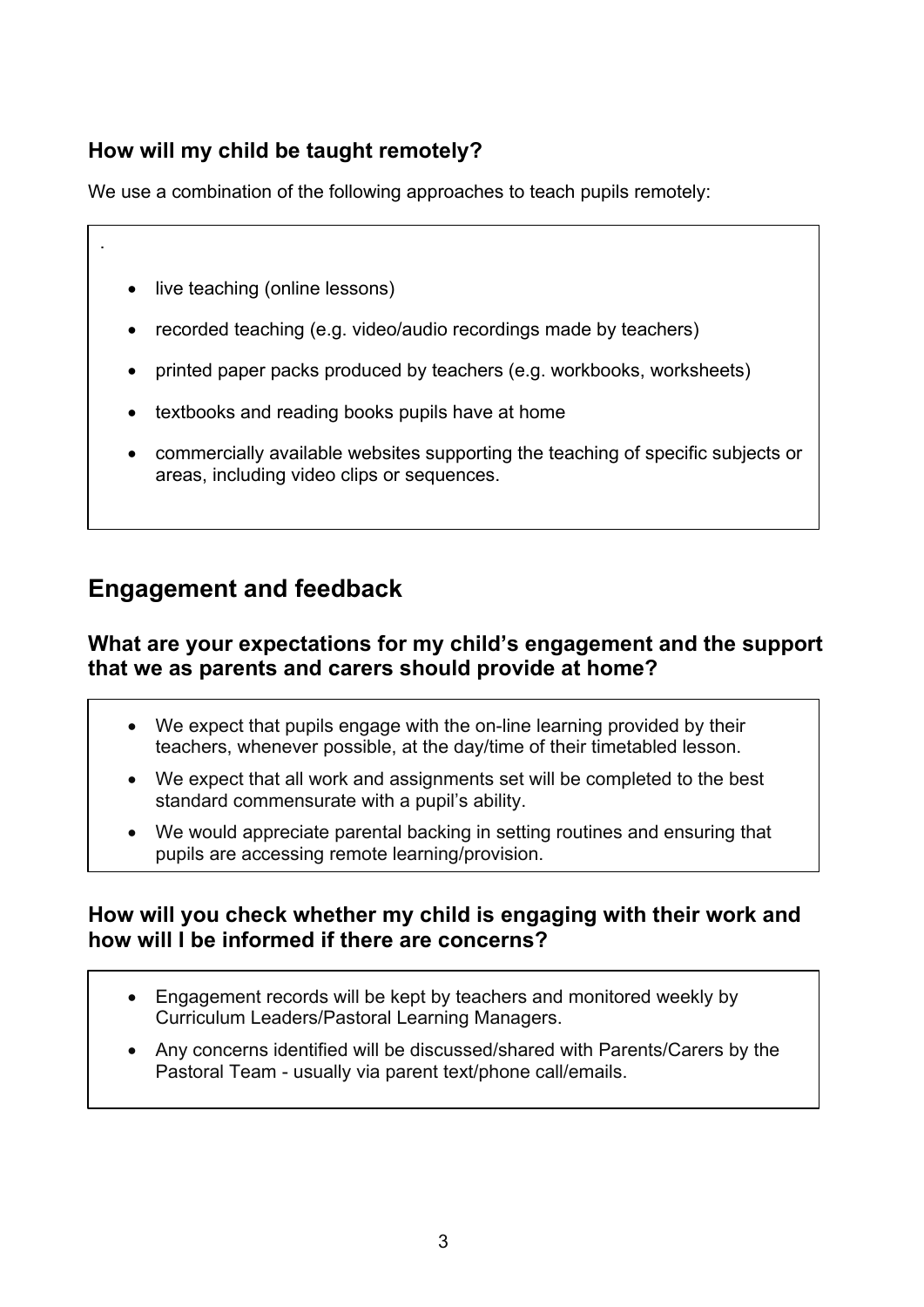### How will my child be taught remotely?

We use a combination of the following approaches to teach pupils remotely:

.

- live teaching (online lessons)
- recorded teaching (e.g. video/audio recordings made by teachers)
- printed paper packs produced by teachers (e.g. workbooks, worksheets)
- textbooks and reading books pupils have at home
- commercially available websites supporting the teaching of specific subjects or areas, including video clips or sequences.

## Engagement and feedback

### What are your expectations for my child's engagement and the support that we as parents and carers should provide at home?

- We expect that pupils engage with the on-line learning provided by their teachers, whenever possible, at the day/time of their timetabled lesson.
- We expect that all work and assignments set will be completed to the best standard commensurate with a pupil's ability.
- We would appreciate parental backing in setting routines and ensuring that pupils are accessing remote learning/provision.

### How will you check whether my child is engaging with their work and how will I be informed if there are concerns?

- Engagement records will be kept by teachers and monitored weekly by Curriculum Leaders/Pastoral Learning Managers.
- Any concerns identified will be discussed/shared with Parents/Carers by the Pastoral Team - usually via parent text/phone call/emails.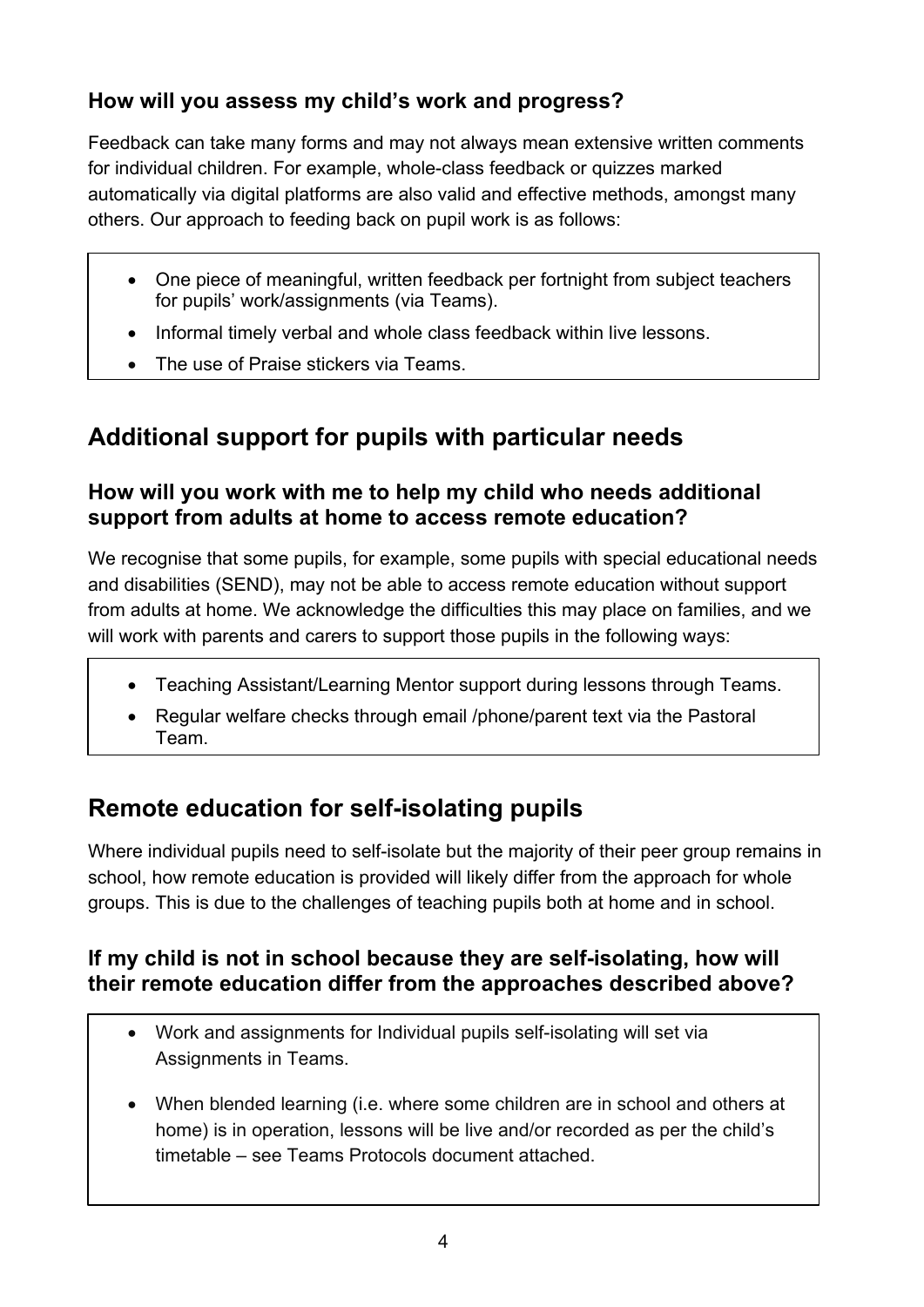### How will you assess my child's work and progress?

Feedback can take many forms and may not always mean extensive written comments for individual children. For example, whole-class feedback or quizzes marked automatically via digital platforms are also valid and effective methods, amongst many others. Our approach to feeding back on pupil work is as follows:

- One piece of meaningful, written feedback per fortnight from subject teachers for pupils' work/assignments (via Teams).
- Informal timely verbal and whole class feedback within live lessons.
- The use of Praise stickers via Teams.

## Additional support for pupils with particular needs

### How will you work with me to help my child who needs additional support from adults at home to access remote education?

We recognise that some pupils, for example, some pupils with special educational needs and disabilities (SEND), may not be able to access remote education without support from adults at home. We acknowledge the difficulties this may place on families, and we will work with parents and carers to support those pupils in the following ways:

- Teaching Assistant/Learning Mentor support during lessons through Teams.
- Regular welfare checks through email /phone/parent text via the Pastoral Team.

## Remote education for self-isolating pupils

Where individual pupils need to self-isolate but the majority of their peer group remains in school, how remote education is provided will likely differ from the approach for whole groups. This is due to the challenges of teaching pupils both at home and in school.

### If my child is not in school because they are self-isolating, how will their remote education differ from the approaches described above?

- Work and assignments for Individual pupils self-isolating will set via Assignments in Teams.
- When blended learning (i.e. where some children are in school and others at home) is in operation, lessons will be live and/or recorded as per the child's timetable – see Teams Protocols document attached.